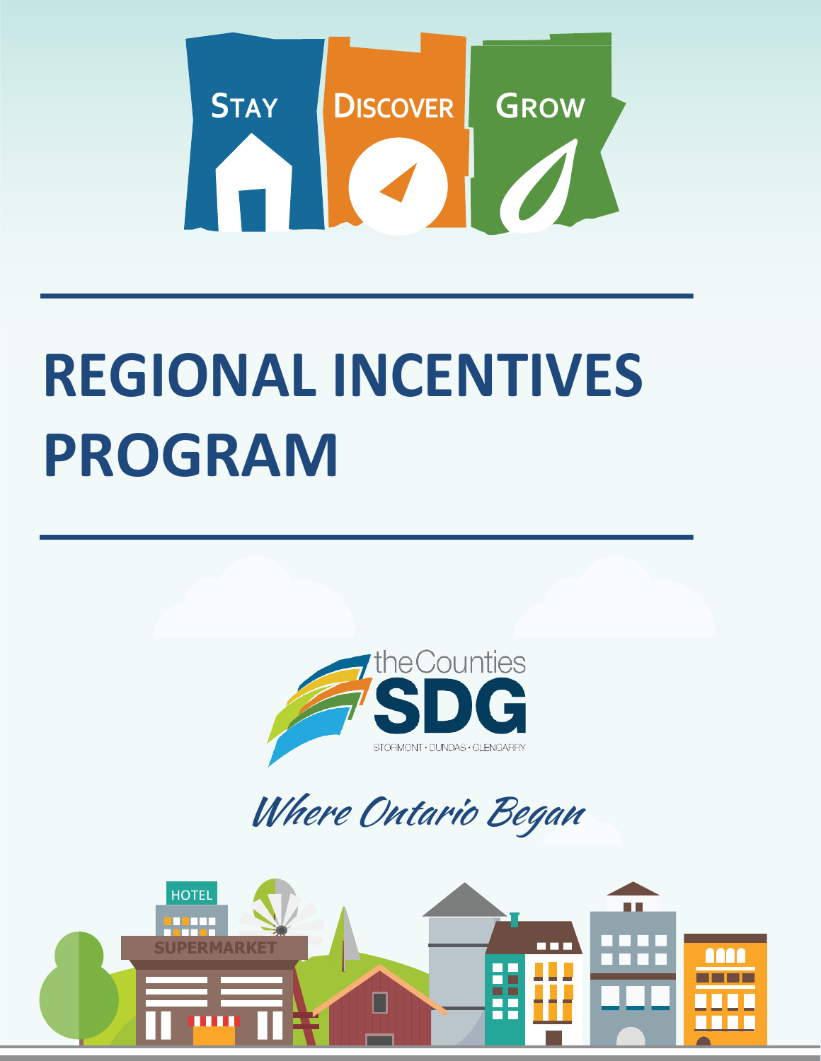STAY DISCOVER GROW

# REGIONAL INCENTIVES PROGRAM

the Counties SDG

STORMONT · DUNDAS · GLENGARRY

*Where Ontario Began*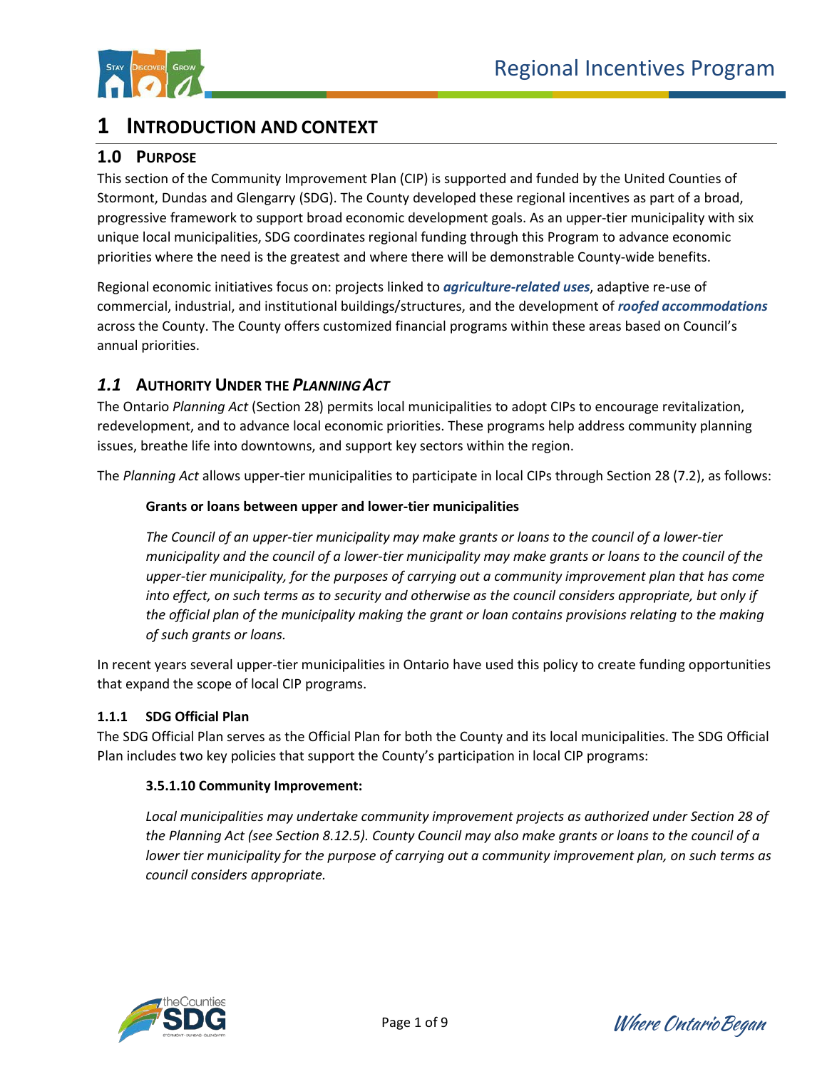# 1 INTRODUCTION AND CONTEXT

## 1.0 PURPOSE

This section of the Community Improvement Plan (CIP) is supported and funded by the United Counties of Stormont, Dundas and Glengarry (SDG). The County developed these regional incentives as part of a broad, progressive framework to support broad economic development goals. As an upper-tier municipality with six unique local municipalities, SDG coordinates regional funding through this Program to advance economic priorities where the need is the greatest and where there will be demonstrable County-wide benefits.

Regional economic initiatives focus on: projects linked to ***agriculture-related uses***, adaptive re-use of commercial, industrial, and institutional buildings/structures, and the development of ***roofed accommodations*** across the County. The County offers customized financial programs within these areas based on Council's annual priorities.

## *1.1* AUTHORITY UNDER THE *PLANNING ACT*

The Ontario *Planning Act* (Section 28) permits local municipalities to adopt CIPs to encourage revitalization, redevelopment, and to advance local economic priorities. These programs help address community planning issues, breathe life into downtowns, and support key sectors within the region.

The *Planning Act* allows upper-tier municipalities to participate in local CIPs through Section 28 (7.2), as follows:

> **Grants or loans between upper and lower-tier municipalities**
>
> *The Council of an upper-tier municipality may make grants or loans to the council of a lower-tier municipality and the council of a lower-tier municipality may make grants or loans to the council of the upper-tier municipality, for the purposes of carrying out a community improvement plan that has come into effect, on such terms as to security and otherwise as the council considers appropriate, but only if the official plan of the municipality making the grant or loan contains provisions relating to the making of such grants or loans.*

In recent years several upper-tier municipalities in Ontario have used this policy to create funding opportunities that expand the scope of local CIP programs.

### 1.1.1 SDG Official Plan

The SDG Official Plan serves as the Official Plan for both the County and its local municipalities. The SDG Official Plan includes two key policies that support the County's participation in local CIP programs:

> **3.5.1.10 Community Improvement:**
>
> *Local municipalities may undertake community improvement projects as authorized under Section 28 of the Planning Act (see Section 8.12.5). County Council may also make grants or loans to the council of a lower tier municipality for the purpose of carrying out a community improvement plan, on such terms as council considers appropriate.*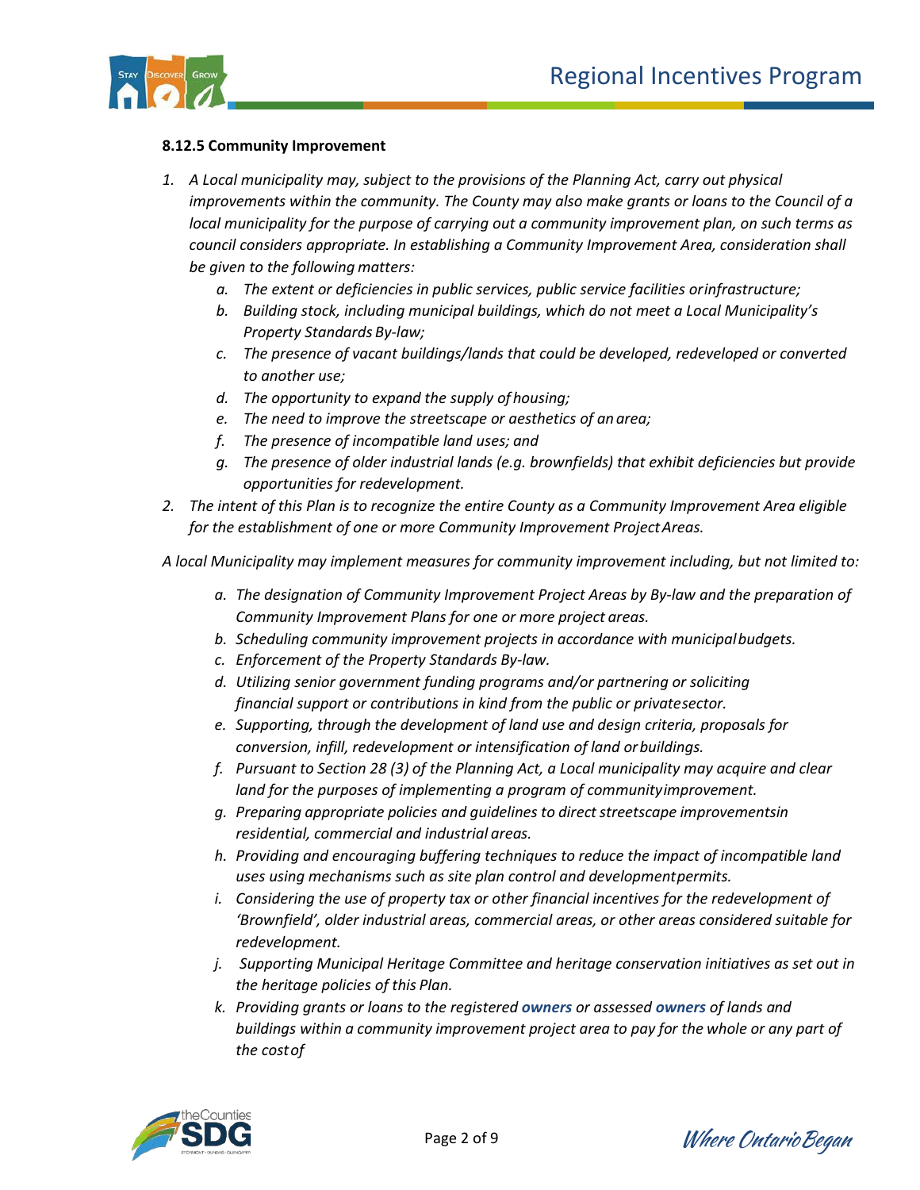#### 8.12.5 Community Improvement

1. *A Local municipality may, subject to the provisions of the Planning Act, carry out physical improvements within the community. The County may also make grants or loans to the Council of a local municipality for the purpose of carrying out a community improvement plan, on such terms as council considers appropriate. In establishing a Community Improvement Area, consideration shall be given to the following matters:*
   a. *The extent or deficiencies in public services, public service facilities or infrastructure;*
   b. *Building stock, including municipal buildings, which do not meet a Local Municipality's Property Standards By-law;*
   c. *The presence of vacant buildings/lands that could be developed, redeveloped or converted to another use;*
   d. *The opportunity to expand the supply of housing;*
   e. *The need to improve the streetscape or aesthetics of an area;*
   f. *The presence of incompatible land uses; and*
   g. *The presence of older industrial lands (e.g. brownfields) that exhibit deficiencies but provide opportunities for redevelopment.*
2. *The intent of this Plan is to recognize the entire County as a Community Improvement Area eligible for the establishment of one or more Community Improvement Project Areas.*

*A local Municipality may implement measures for community improvement including, but not limited to:*

a. *The designation of Community Improvement Project Areas by By-law and the preparation of Community Improvement Plans for one or more project areas.*
b. *Scheduling community improvement projects in accordance with municipal budgets.*
c. *Enforcement of the Property Standards By-law.*
d. *Utilizing senior government funding programs and/or partnering or soliciting financial support or contributions in kind from the public or private sector.*
e. *Supporting, through the development of land use and design criteria, proposals for conversion, infill, redevelopment or intensification of land or buildings.*
f. *Pursuant to Section 28 (3) of the Planning Act, a Local municipality may acquire and clear land for the purposes of implementing a program of community improvement.*
g. *Preparing appropriate policies and guidelines to direct streetscape improvements in residential, commercial and industrial areas.*
h. *Providing and encouraging buffering techniques to reduce the impact of incompatible land uses using mechanisms such as site plan control and development permits.*
i. *Considering the use of property tax or other financial incentives for the redevelopment of 'Brownfield', older industrial areas, commercial areas, or other areas considered suitable for redevelopment.*
j. *Supporting Municipal Heritage Committee and heritage conservation initiatives as set out in the heritage policies of this Plan.*
k. *Providing grants or loans to the registered* ***owners*** *or assessed* ***owners*** *of lands and buildings within a community improvement project area to pay for the whole or any part of the cost of*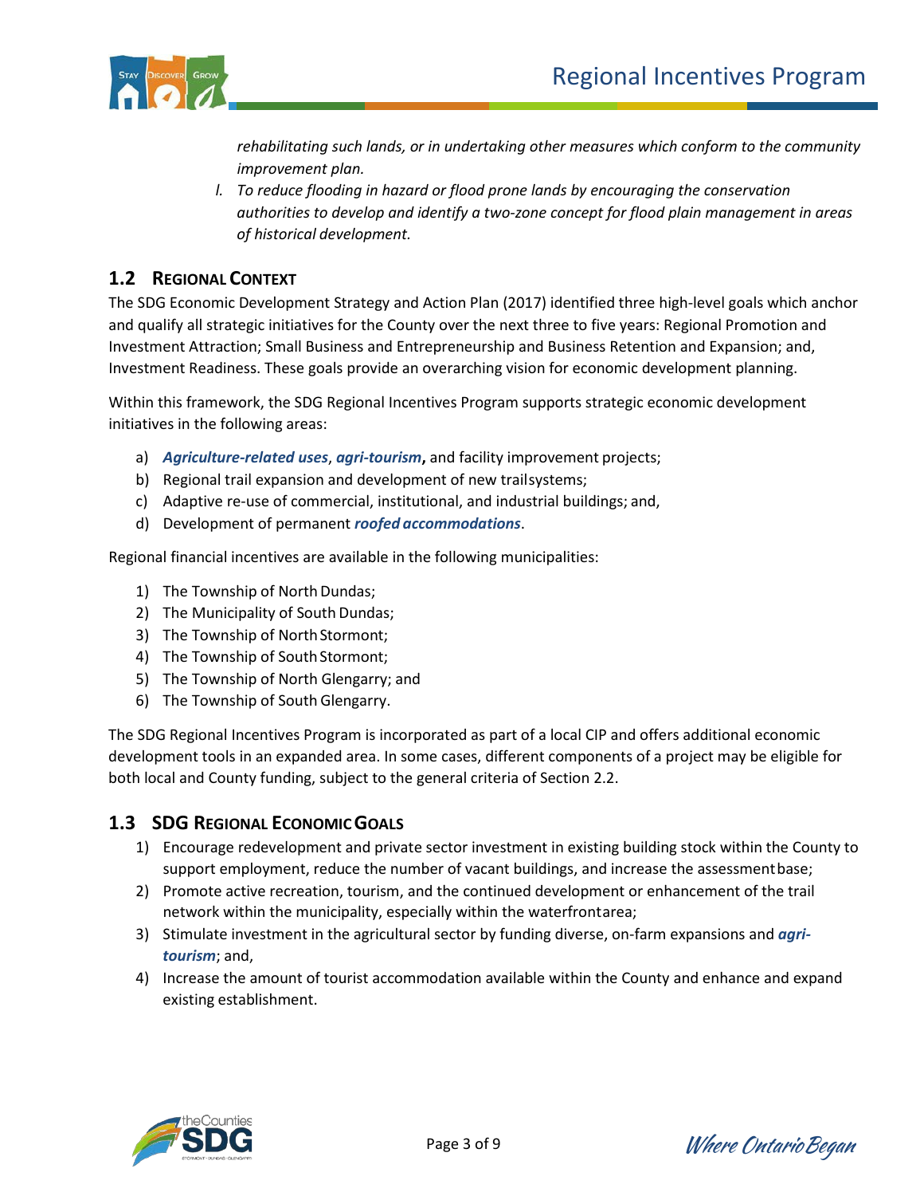*rehabilitating such lands, or in undertaking other measures which conform to the community improvement plan.*

l. *To reduce flooding in hazard or flood prone lands by encouraging the conservation authorities to develop and identify a two-zone concept for flood plain management in areas of historical development.*

## 1.2 Regional Context

The SDG Economic Development Strategy and Action Plan (2017) identified three high-level goals which anchor and qualify all strategic initiatives for the County over the next three to five years: Regional Promotion and Investment Attraction; Small Business and Entrepreneurship and Business Retention and Expansion; and, Investment Readiness. These goals provide an overarching vision for economic development planning.

Within this framework, the SDG Regional Incentives Program supports strategic economic development initiatives in the following areas:

a) ***Agriculture-related uses***, ***agri-tourism***, and facility improvement projects;
b) Regional trail expansion and development of new trail systems;
c) Adaptive re-use of commercial, institutional, and industrial buildings; and,
d) Development of permanent ***roofed accommodations***.

Regional financial incentives are available in the following municipalities:

1) The Township of North Dundas;
2) The Municipality of South Dundas;
3) The Township of North Stormont;
4) The Township of South Stormont;
5) The Township of North Glengarry; and
6) The Township of South Glengarry.

The SDG Regional Incentives Program is incorporated as part of a local CIP and offers additional economic development tools in an expanded area. In some cases, different components of a project may be eligible for both local and County funding, subject to the general criteria of Section 2.2.

## 1.3 SDG Regional Economic Goals

1) Encourage redevelopment and private sector investment in existing building stock within the County to support employment, reduce the number of vacant buildings, and increase the assessment base;
2) Promote active recreation, tourism, and the continued development or enhancement of the trail network within the municipality, especially within the waterfront area;
3) Stimulate investment in the agricultural sector by funding diverse, on-farm expansions and ***agri-tourism***; and,
4) Increase the amount of tourist accommodation available within the County and enhance and expand existing establishment.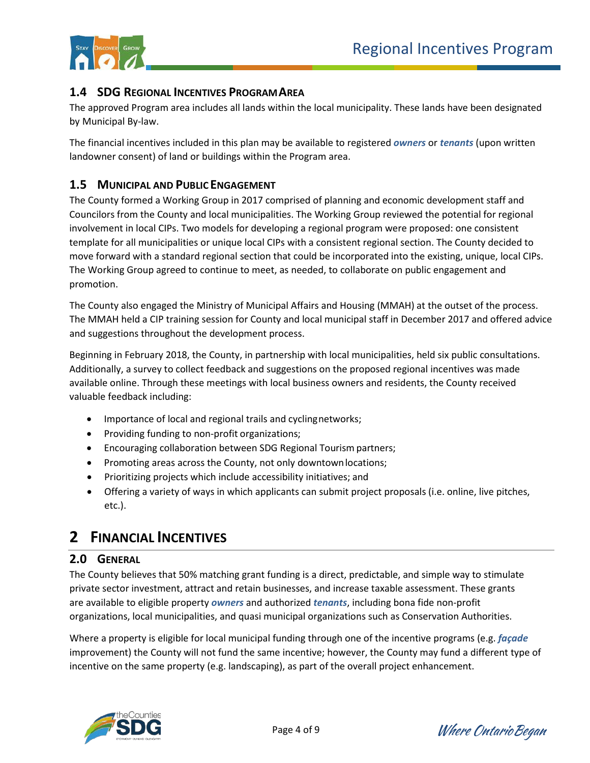### 1.4 SDG Regional Incentives Program Area

The approved Program area includes all lands within the local municipality. These lands have been designated by Municipal By-law.

The financial incentives included in this plan may be available to registered ***owners*** or ***tenants*** (upon written landowner consent) of land or buildings within the Program area.

### 1.5 Municipal and Public Engagement

The County formed a Working Group in 2017 comprised of planning and economic development staff and Councilors from the County and local municipalities. The Working Group reviewed the potential for regional involvement in local CIPs. Two models for developing a regional program were proposed: one consistent template for all municipalities or unique local CIPs with a consistent regional section. The County decided to move forward with a standard regional section that could be incorporated into the existing, unique, local CIPs. The Working Group agreed to continue to meet, as needed, to collaborate on public engagement and promotion.

The County also engaged the Ministry of Municipal Affairs and Housing (MMAH) at the outset of the process. The MMAH held a CIP training session for County and local municipal staff in December 2017 and offered advice and suggestions throughout the development process.

Beginning in February 2018, the County, in partnership with local municipalities, held six public consultations. Additionally, a survey to collect feedback and suggestions on the proposed regional incentives was made available online. Through these meetings with local business owners and residents, the County received valuable feedback including:

- Importance of local and regional trails and cycling networks;
- Providing funding to non-profit organizations;
- Encouraging collaboration between SDG Regional Tourism partners;
- Promoting areas across the County, not only downtown locations;
- Prioritizing projects which include accessibility initiatives; and
- Offering a variety of ways in which applicants can submit project proposals (i.e. online, live pitches, etc.).

## 2 Financial Incentives

### 2.0 General

The County believes that 50% matching grant funding is a direct, predictable, and simple way to stimulate private sector investment, attract and retain businesses, and increase taxable assessment. These grants are available to eligible property ***owners*** and authorized ***tenants***, including bona fide non-profit organizations, local municipalities, and quasi municipal organizations such as Conservation Authorities.

Where a property is eligible for local municipal funding through one of the incentive programs (e.g. ***façade*** improvement) the County will not fund the same incentive; however, the County may fund a different type of incentive on the same property (e.g. landscaping), as part of the overall project enhancement.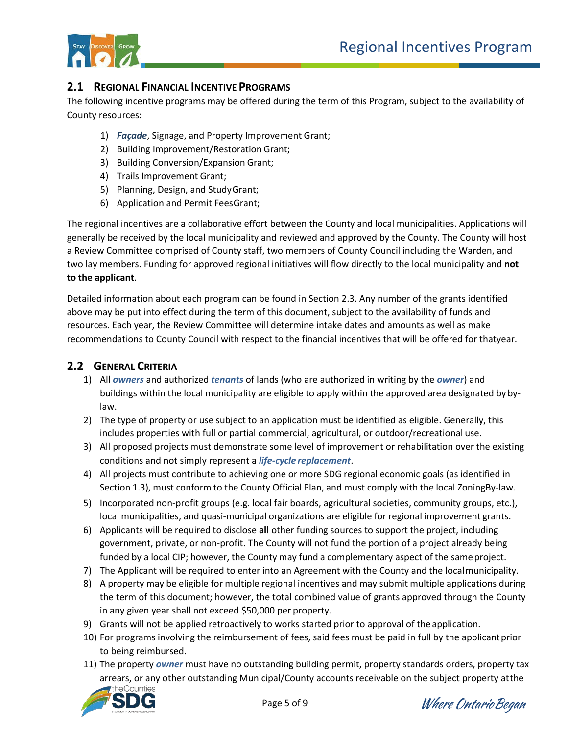## 2.1 Regional Financial Incentive Programs

The following incentive programs may be offered during the term of this Program, subject to the availability of County resources:

1) ***Façade***, Signage, and Property Improvement Grant;
2) Building Improvement/Restoration Grant;
3) Building Conversion/Expansion Grant;
4) Trails Improvement Grant;
5) Planning, Design, and Study Grant;
6) Application and Permit Fees Grant;

The regional incentives are a collaborative effort between the County and local municipalities. Applications will generally be received by the local municipality and reviewed and approved by the County. The County will host a Review Committee comprised of County staff, two members of County Council including the Warden, and two lay members. Funding for approved regional initiatives will flow directly to the local municipality and **not to the applicant**.

Detailed information about each program can be found in Section 2.3. Any number of the grants identified above may be put into effect during the term of this document, subject to the availability of funds and resources. Each year, the Review Committee will determine intake dates and amounts as well as make recommendations to County Council with respect to the financial incentives that will be offered for that year.

## 2.2 General Criteria

1) All ***owners*** and authorized ***tenants*** of lands (who are authorized in writing by the ***owner***) and buildings within the local municipality are eligible to apply within the approved area designated by by-law.
2) The type of property or use subject to an application must be identified as eligible. Generally, this includes properties with full or partial commercial, agricultural, or outdoor/recreational use.
3) All proposed projects must demonstrate some level of improvement or rehabilitation over the existing conditions and not simply represent a ***life-cycle replacement***.
4) All projects must contribute to achieving one or more SDG regional economic goals (as identified in Section 1.3), must conform to the County Official Plan, and must comply with the local Zoning By-law.
5) Incorporated non-profit groups (e.g. local fair boards, agricultural societies, community groups, etc.), local municipalities, and quasi-municipal organizations are eligible for regional improvement grants.
6) Applicants will be required to disclose **all** other funding sources to support the project, including government, private, or non-profit. The County will not fund the portion of a project already being funded by a local CIP; however, the County may fund a complementary aspect of the same project.
7) The Applicant will be required to enter into an Agreement with the County and the local municipality.
8) A property may be eligible for multiple regional incentives and may submit multiple applications during the term of this document; however, the total combined value of grants approved through the County in any given year shall not exceed $50,000 per property.
9) Grants will not be applied retroactively to works started prior to approval of the application.
10) For programs involving the reimbursement of fees, said fees must be paid in full by the applicant prior to being reimbursed.
11) The property ***owner*** must have no outstanding building permit, property standards orders, property tax arrears, or any other outstanding Municipal/County accounts receivable on the subject property at the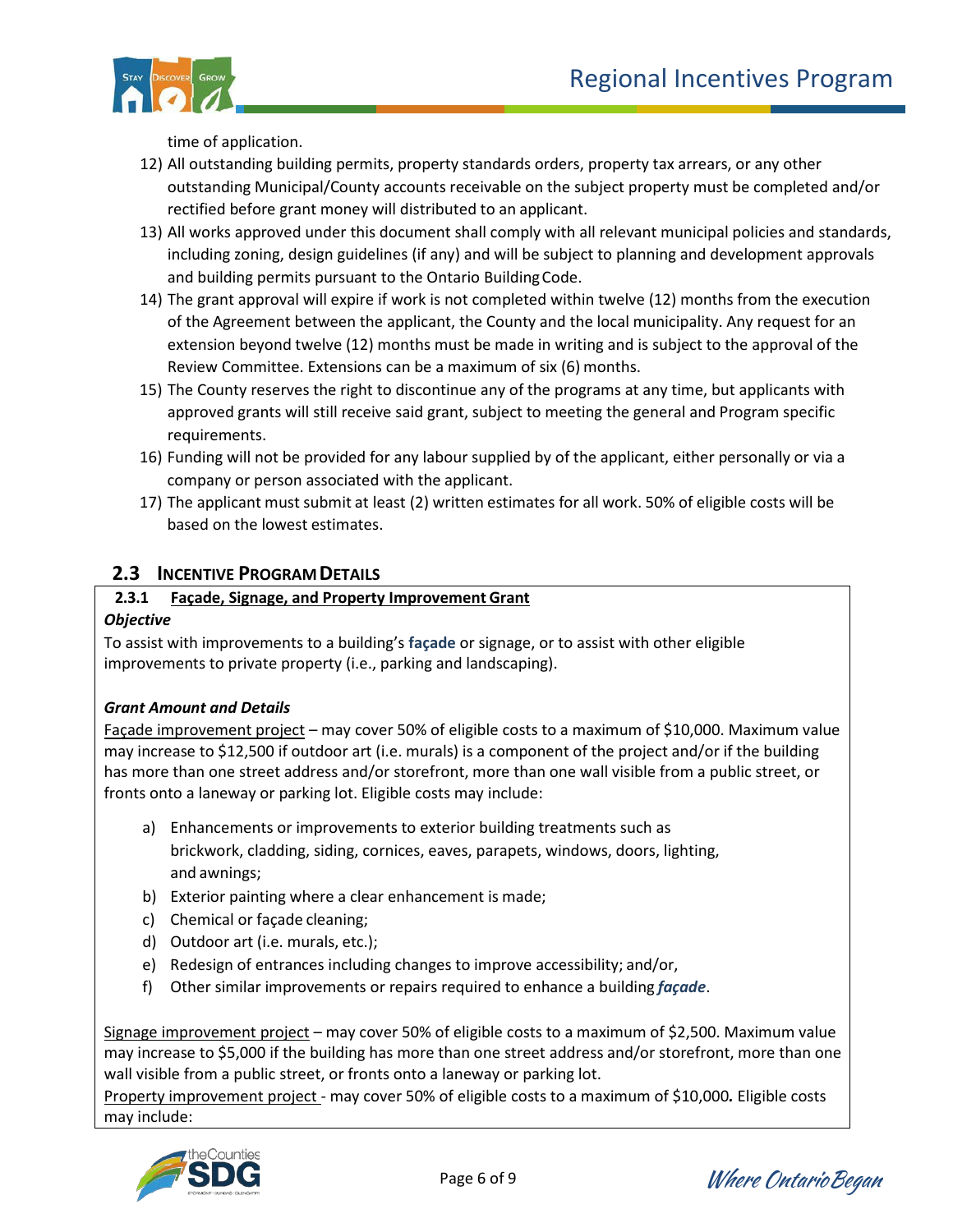time of application.

12) All outstanding building permits, property standards orders, property tax arrears, or any other outstanding Municipal/County accounts receivable on the subject property must be completed and/or rectified before grant money will distributed to an applicant.
13) All works approved under this document shall comply with all relevant municipal policies and standards, including zoning, design guidelines (if any) and will be subject to planning and development approvals and building permits pursuant to the Ontario Building Code.
14) The grant approval will expire if work is not completed within twelve (12) months from the execution of the Agreement between the applicant, the County and the local municipality. Any request for an extension beyond twelve (12) months must be made in writing and is subject to the approval of the Review Committee. Extensions can be a maximum of six (6) months.
15) The County reserves the right to discontinue any of the programs at any time, but applicants with approved grants will still receive said grant, subject to meeting the general and Program specific requirements.
16) Funding will not be provided for any labour supplied by of the applicant, either personally or via a company or person associated with the applicant.
17) The applicant must submit at least (2) written estimates for all work. 50% of eligible costs will be based on the lowest estimates.

## 2.3 INCENTIVE PROGRAM DETAILS

### 2.3.1 Façade, Signage, and Property Improvement Grant

***Objective***

To assist with improvements to a building's **façade** or signage, or to assist with other eligible improvements to private property (i.e., parking and landscaping).

***Grant Amount and Details***

Façade improvement project – may cover 50% of eligible costs to a maximum of $10,000. Maximum value may increase to $12,500 if outdoor art (i.e. murals) is a component of the project and/or if the building has more than one street address and/or storefront, more than one wall visible from a public street, or fronts onto a laneway or parking lot. Eligible costs may include:

a) Enhancements or improvements to exterior building treatments such as brickwork, cladding, siding, cornices, eaves, parapets, windows, doors, lighting, and awnings;
b) Exterior painting where a clear enhancement is made;
c) Chemical or façade cleaning;
d) Outdoor art (i.e. murals, etc.);
e) Redesign of entrances including changes to improve accessibility; and/or,
f) Other similar improvements or repairs required to enhance a building ***façade***.

Signage improvement project – may cover 50% of eligible costs to a maximum of $2,500. Maximum value may increase to $5,000 if the building has more than one street address and/or storefront, more than one wall visible from a public street, or fronts onto a laneway or parking lot.

Property improvement project - may cover 50% of eligible costs to a maximum of $10,000*.* Eligible costs may include: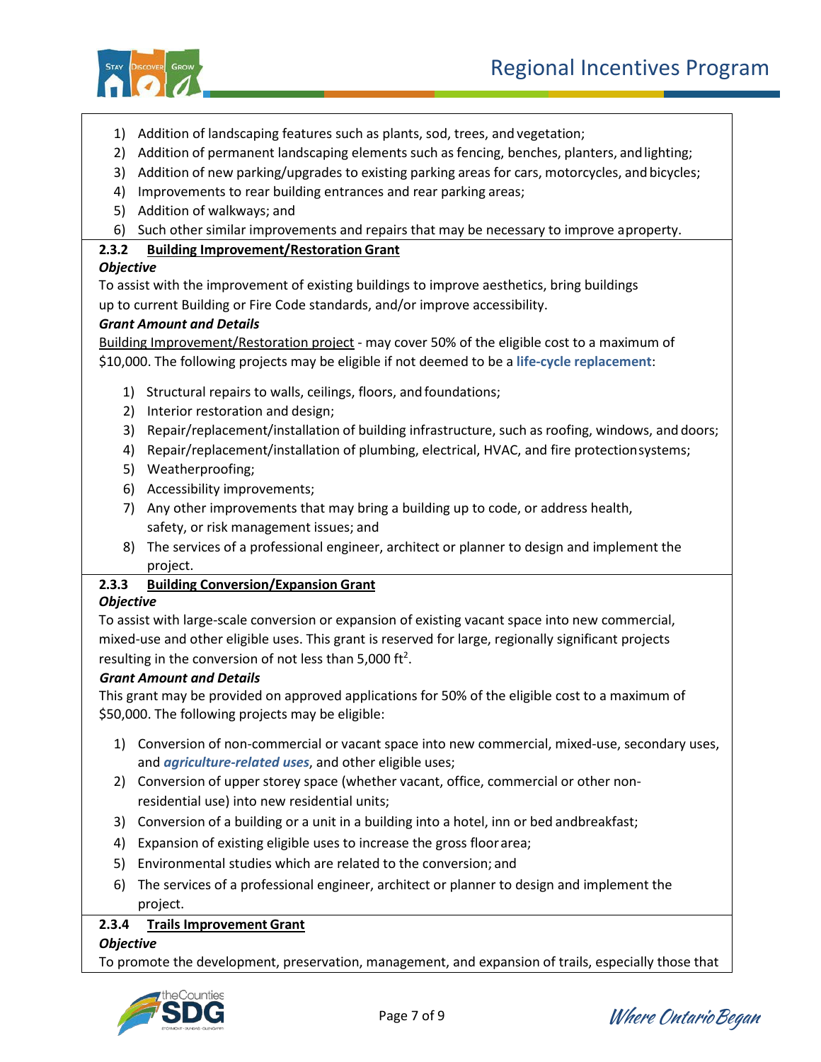1) Addition of landscaping features such as plants, sod, trees, and vegetation;
2) Addition of permanent landscaping elements such as fencing, benches, planters, and lighting;
3) Addition of new parking/upgrades to existing parking areas for cars, motorcycles, and bicycles;
4) Improvements to rear building entrances and rear parking areas;
5) Addition of walkways; and
6) Such other similar improvements and repairs that may be necessary to improve a property.

### 2.3.2 Building Improvement/Restoration Grant

***Objective***

To assist with the improvement of existing buildings to improve aesthetics, bring buildings up to current Building or Fire Code standards, and/or improve accessibility.

***Grant Amount and Details***

Building Improvement/Restoration project - may cover 50% of the eligible cost to a maximum of \$10,000. The following projects may be eligible if not deemed to be a **life-cycle replacement**:

1) Structural repairs to walls, ceilings, floors, and foundations;
2) Interior restoration and design;
3) Repair/replacement/installation of building infrastructure, such as roofing, windows, and doors;
4) Repair/replacement/installation of plumbing, electrical, HVAC, and fire protection systems;
5) Weatherproofing;
6) Accessibility improvements;
7) Any other improvements that may bring a building up to code, or address health, safety, or risk management issues; and
8) The services of a professional engineer, architect or planner to design and implement the project.

### 2.3.3 Building Conversion/Expansion Grant

***Objective***

To assist with large-scale conversion or expansion of existing vacant space into new commercial, mixed-use and other eligible uses. This grant is reserved for large, regionally significant projects resulting in the conversion of not less than 5,000 ft².

***Grant Amount and Details***

This grant may be provided on approved applications for 50% of the eligible cost to a maximum of \$50,000. The following projects may be eligible:

1) Conversion of non-commercial or vacant space into new commercial, mixed-use, secondary uses, and ***agriculture-related uses***, and other eligible uses;
2) Conversion of upper storey space (whether vacant, office, commercial or other non-residential use) into new residential units;
3) Conversion of a building or a unit in a building into a hotel, inn or bed and breakfast;
4) Expansion of existing eligible uses to increase the gross floor area;
5) Environmental studies which are related to the conversion; and
6) The services of a professional engineer, architect or planner to design and implement the project.

### 2.3.4 Trails Improvement Grant

***Objective***

To promote the development, preservation, management, and expansion of trails, especially those that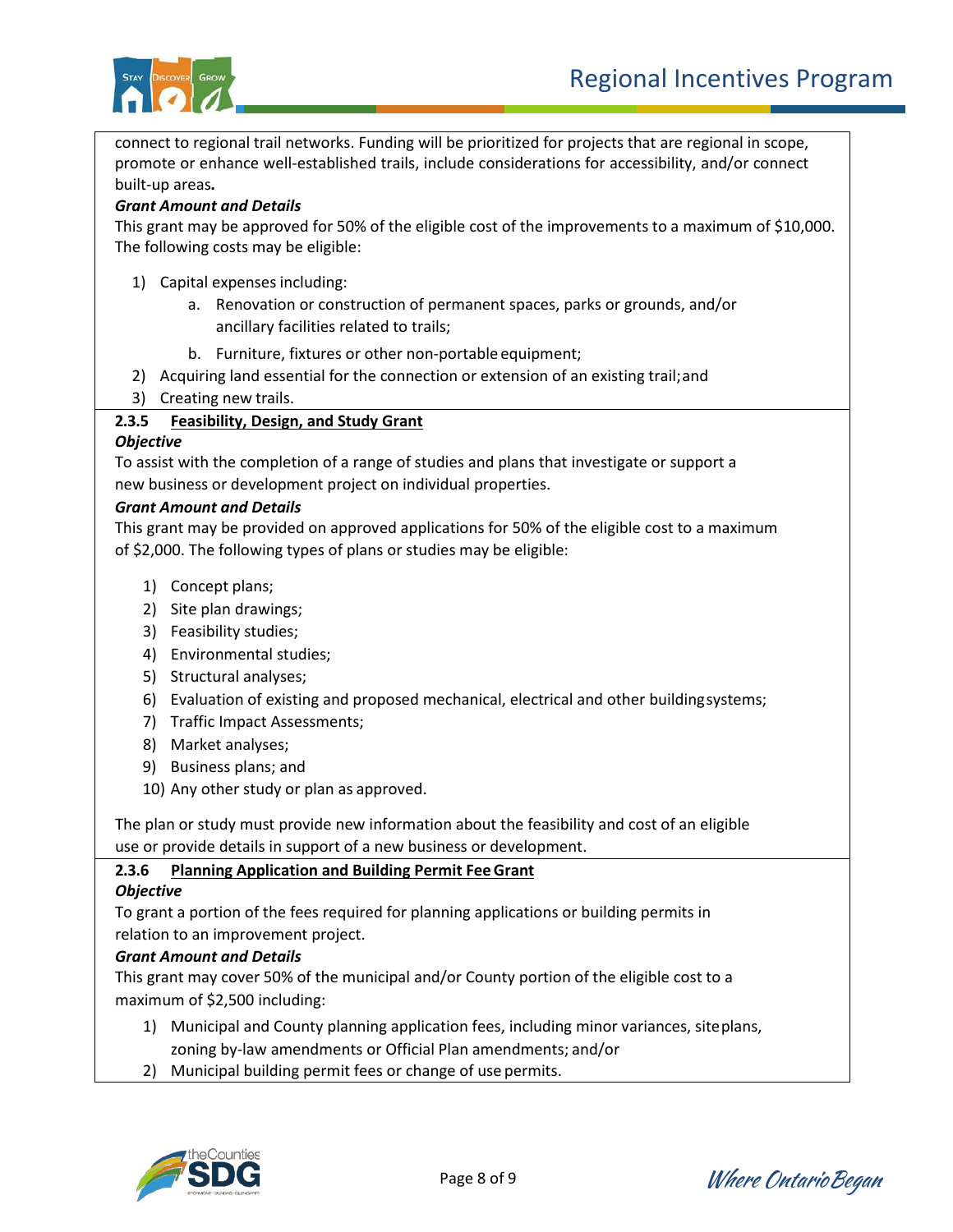connect to regional trail networks. Funding will be prioritized for projects that are regional in scope, promote or enhance well-established trails, include considerations for accessibility, and/or connect built-up areas***.***

***Grant Amount and Details***

This grant may be approved for 50% of the eligible cost of the improvements to a maximum of $10,000. The following costs may be eligible:

1) Capital expenses including:
   a. Renovation or construction of permanent spaces, parks or grounds, and/or ancillary facilities related to trails;
   b. Furniture, fixtures or other non-portable equipment;
2) Acquiring land essential for the connection or extension of an existing trail; and
3) Creating new trails.

### 2.3.5 Feasibility, Design, and Study Grant

***Objective***

To assist with the completion of a range of studies and plans that investigate or support a new business or development project on individual properties.

***Grant Amount and Details***

This grant may be provided on approved applications for 50% of the eligible cost to a maximum of $2,000. The following types of plans or studies may be eligible:

1) Concept plans;
2) Site plan drawings;
3) Feasibility studies;
4) Environmental studies;
5) Structural analyses;
6) Evaluation of existing and proposed mechanical, electrical and other building systems;
7) Traffic Impact Assessments;
8) Market analyses;
9) Business plans; and
10) Any other study or plan as approved.

The plan or study must provide new information about the feasibility and cost of an eligible use or provide details in support of a new business or development.

### 2.3.6 Planning Application and Building Permit Fee Grant

***Objective***

To grant a portion of the fees required for planning applications or building permits in relation to an improvement project.

***Grant Amount and Details***

This grant may cover 50% of the municipal and/or County portion of the eligible cost to a maximum of $2,500 including:

1) Municipal and County planning application fees, including minor variances, site plans, zoning by-law amendments or Official Plan amendments; and/or
2) Municipal building permit fees or change of use permits.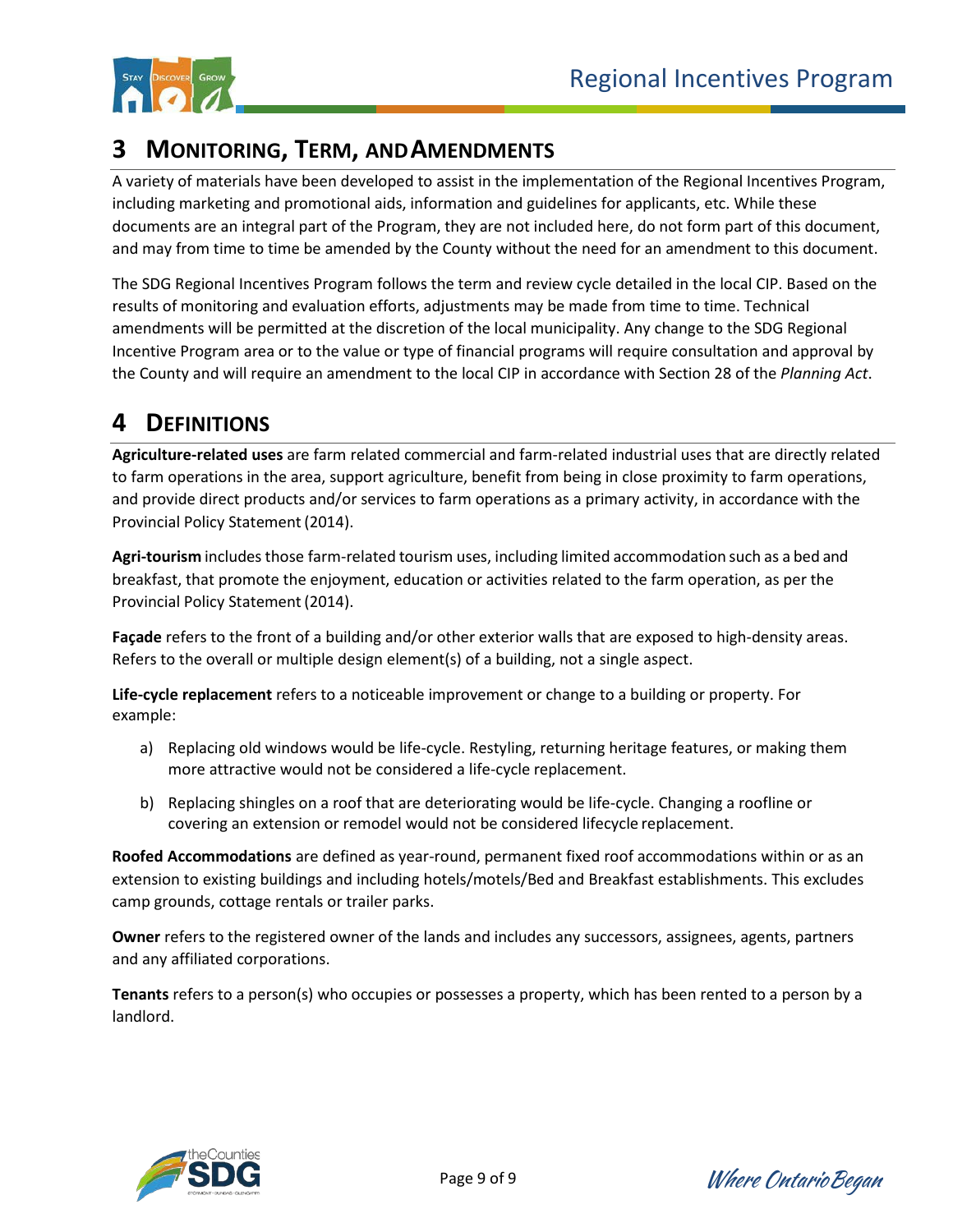# 3 MONITORING, TERM, AND AMENDMENTS

A variety of materials have been developed to assist in the implementation of the Regional Incentives Program, including marketing and promotional aids, information and guidelines for applicants, etc. While these documents are an integral part of the Program, they are not included here, do not form part of this document, and may from time to time be amended by the County without the need for an amendment to this document.

The SDG Regional Incentives Program follows the term and review cycle detailed in the local CIP. Based on the results of monitoring and evaluation efforts, adjustments may be made from time to time. Technical amendments will be permitted at the discretion of the local municipality. Any change to the SDG Regional Incentive Program area or to the value or type of financial programs will require consultation and approval by the County and will require an amendment to the local CIP in accordance with Section 28 of the *Planning Act*.

# 4 DEFINITIONS

**Agriculture-related uses** are farm related commercial and farm-related industrial uses that are directly related to farm operations in the area, support agriculture, benefit from being in close proximity to farm operations, and provide direct products and/or services to farm operations as a primary activity, in accordance with the Provincial Policy Statement (2014).

**Agri-tourism** includes those farm-related tourism uses, including limited accommodation such as a bed and breakfast, that promote the enjoyment, education or activities related to the farm operation, as per the Provincial Policy Statement (2014).

**Façade** refers to the front of a building and/or other exterior walls that are exposed to high-density areas. Refers to the overall or multiple design element(s) of a building, not a single aspect.

**Life-cycle replacement** refers to a noticeable improvement or change to a building or property. For example:

a) Replacing old windows would be life-cycle. Restyling, returning heritage features, or making them more attractive would not be considered a life-cycle replacement.

b) Replacing shingles on a roof that are deteriorating would be life-cycle. Changing a roofline or covering an extension or remodel would not be considered lifecycle replacement.

**Roofed Accommodations** are defined as year-round, permanent fixed roof accommodations within or as an extension to existing buildings and including hotels/motels/Bed and Breakfast establishments. This excludes camp grounds, cottage rentals or trailer parks.

**Owner** refers to the registered owner of the lands and includes any successors, assignees, agents, partners and any affiliated corporations.

**Tenants** refers to a person(s) who occupies or possesses a property, which has been rented to a person by a landlord.